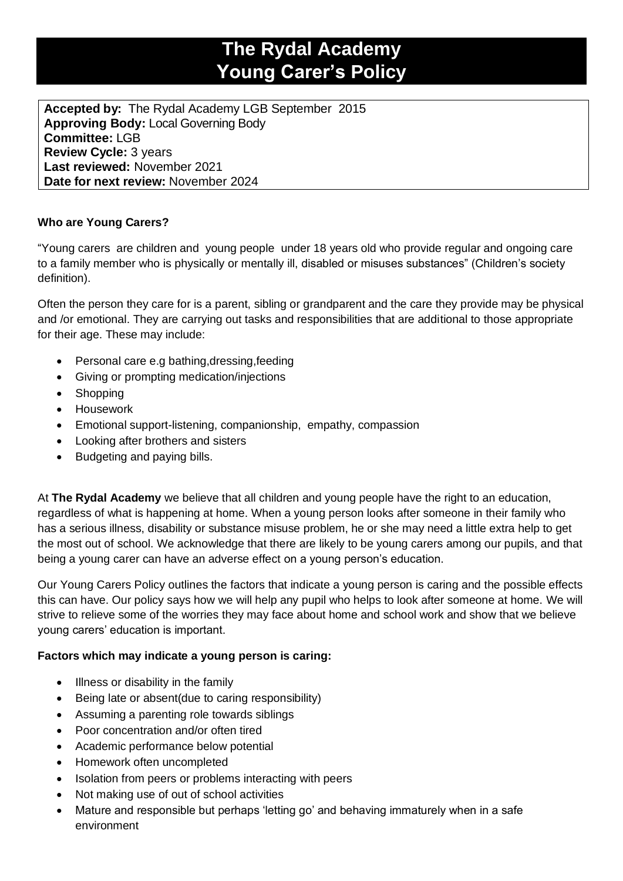# The Rydal Academy
# Young Carer's Policy

**Accepted by:** The Rydal Academy LGB September 2015
**Approving Body:** Local Governing Body
**Committee:** LGB
**Review Cycle:** 3 years
**Last reviewed:** November 2021
**Date for next review:** November 2024

**Who are Young Carers?**

"Young carers are children and young people under 18 years old who provide regular and ongoing care to a family member who is physically or mentally ill, disabled or misuses substances" (Children's society definition).

Often the person they care for is a parent, sibling or grandparent and the care they provide may be physical and /or emotional. They are carrying out tasks and responsibilities that are additional to those appropriate for their age. These may include:

- Personal care e.g bathing,dressing,feeding
- Giving or prompting medication/injections
- Shopping
- Housework
- Emotional support-listening, companionship, empathy, compassion
- Looking after brothers and sisters
- Budgeting and paying bills.

At **The Rydal Academy** we believe that all children and young people have the right to an education, regardless of what is happening at home. When a young person looks after someone in their family who has a serious illness, disability or substance misuse problem, he or she may need a little extra help to get the most out of school. We acknowledge that there are likely to be young carers among our pupils, and that being a young carer can have an adverse effect on a young person's education.

Our Young Carers Policy outlines the factors that indicate a young person is caring and the possible effects this can have. Our policy says how we will help any pupil who helps to look after someone at home. We will strive to relieve some of the worries they may face about home and school work and show that we believe young carers' education is important.

**Factors which may indicate a young person is caring:**

- Illness or disability in the family
- Being late or absent(due to caring responsibility)
- Assuming a parenting role towards siblings
- Poor concentration and/or often tired
- Academic performance below potential
- Homework often uncompleted
- Isolation from peers or problems interacting with peers
- Not making use of out of school activities
- Mature and responsible but perhaps 'letting go' and behaving immaturely when in a safe environment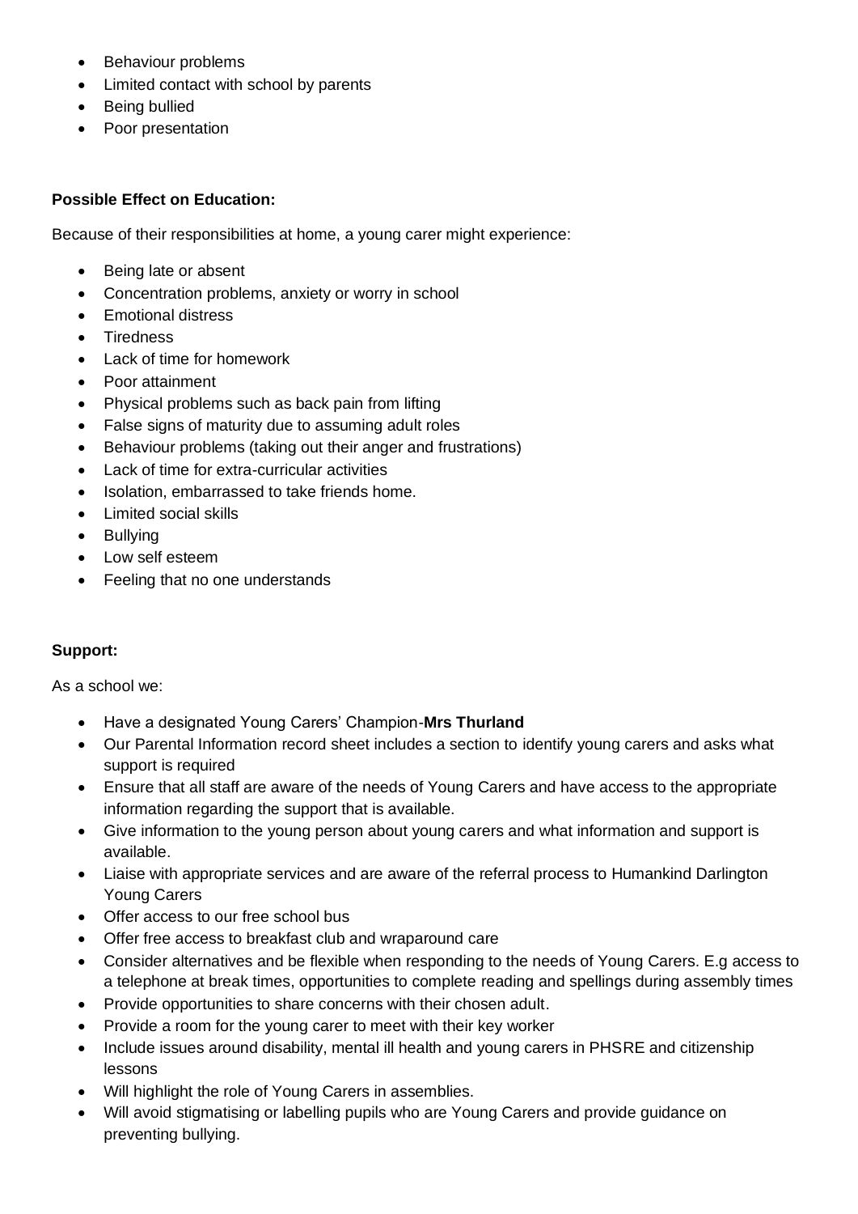- Behaviour problems
- Limited contact with school by parents
- Being bullied
- Poor presentation

**Possible Effect on Education:**

Because of their responsibilities at home, a young carer might experience:

- Being late or absent
- Concentration problems, anxiety or worry in school
- Emotional distress
- Tiredness
- Lack of time for homework
- Poor attainment
- Physical problems such as back pain from lifting
- False signs of maturity due to assuming adult roles
- Behaviour problems (taking out their anger and frustrations)
- Lack of time for extra-curricular activities
- Isolation, embarrassed to take friends home.
- Limited social skills
- Bullying
- Low self esteem
- Feeling that no one understands

**Support:**

As a school we:

- Have a designated Young Carers' Champion-**Mrs Thurland**
- Our Parental Information record sheet includes a section to identify young carers and asks what support is required
- Ensure that all staff are aware of the needs of Young Carers and have access to the appropriate information regarding the support that is available.
- Give information to the young person about young carers and what information and support is available.
- Liaise with appropriate services and are aware of the referral process to Humankind Darlington Young Carers
- Offer access to our free school bus
- Offer free access to breakfast club and wraparound care
- Consider alternatives and be flexible when responding to the needs of Young Carers. E.g access to a telephone at break times, opportunities to complete reading and spellings during assembly times
- Provide opportunities to share concerns with their chosen adult.
- Provide a room for the young carer to meet with their key worker
- Include issues around disability, mental ill health and young carers in PHSRE and citizenship lessons
- Will highlight the role of Young Carers in assemblies.
- Will avoid stigmatising or labelling pupils who are Young Carers and provide guidance on preventing bullying.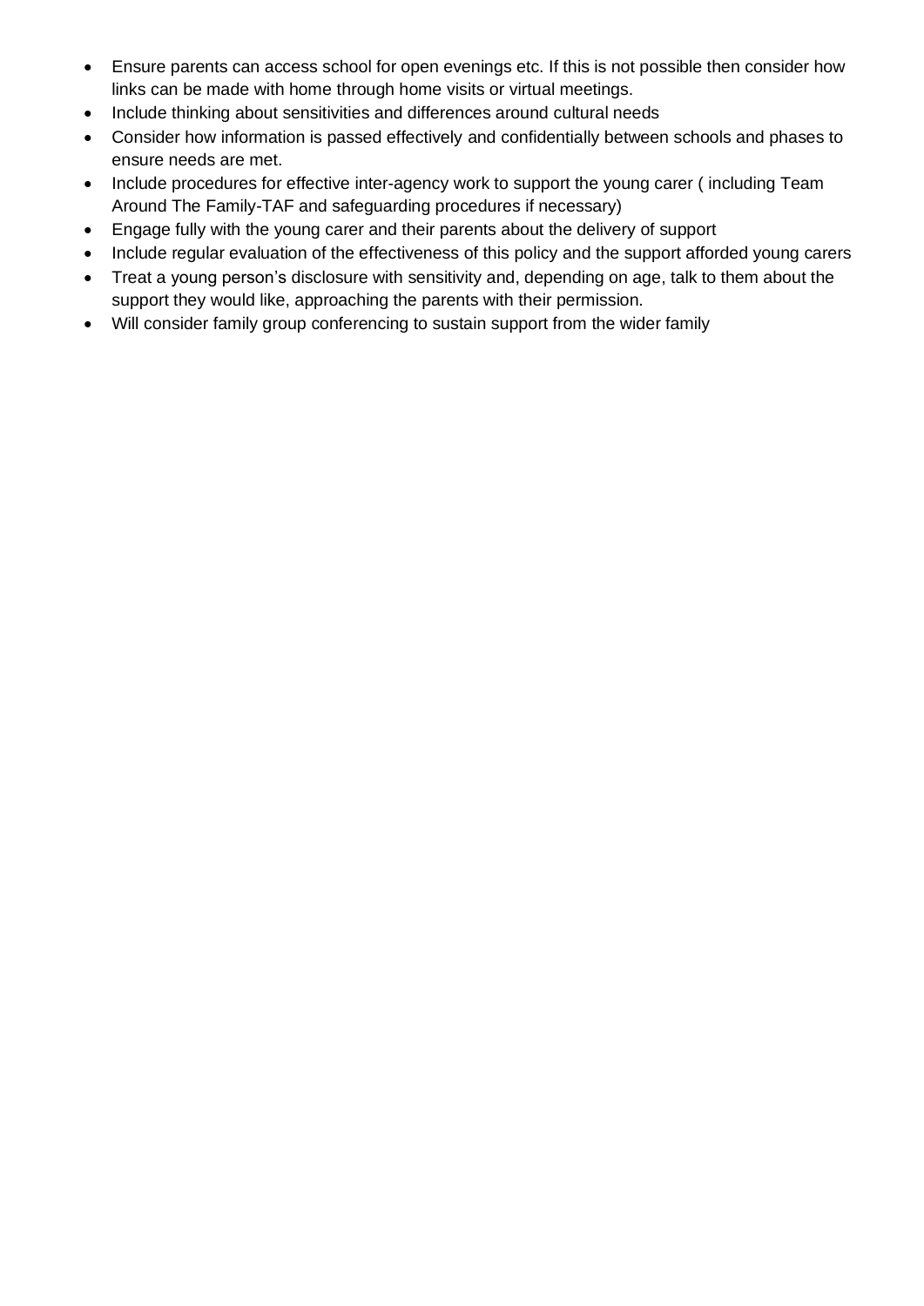- Ensure parents can access school for open evenings etc. If this is not possible then consider how links can be made with home through home visits or virtual meetings.
- Include thinking about sensitivities and differences around cultural needs
- Consider how information is passed effectively and confidentially between schools and phases to ensure needs are met.
- Include procedures for effective inter-agency work to support the young carer ( including Team Around The Family-TAF and safeguarding procedures if necessary)
- Engage fully with the young carer and their parents about the delivery of support
- Include regular evaluation of the effectiveness of this policy and the support afforded young carers
- Treat a young person's disclosure with sensitivity and, depending on age, talk to them about the support they would like, approaching the parents with their permission.
- Will consider family group conferencing to sustain support from the wider family